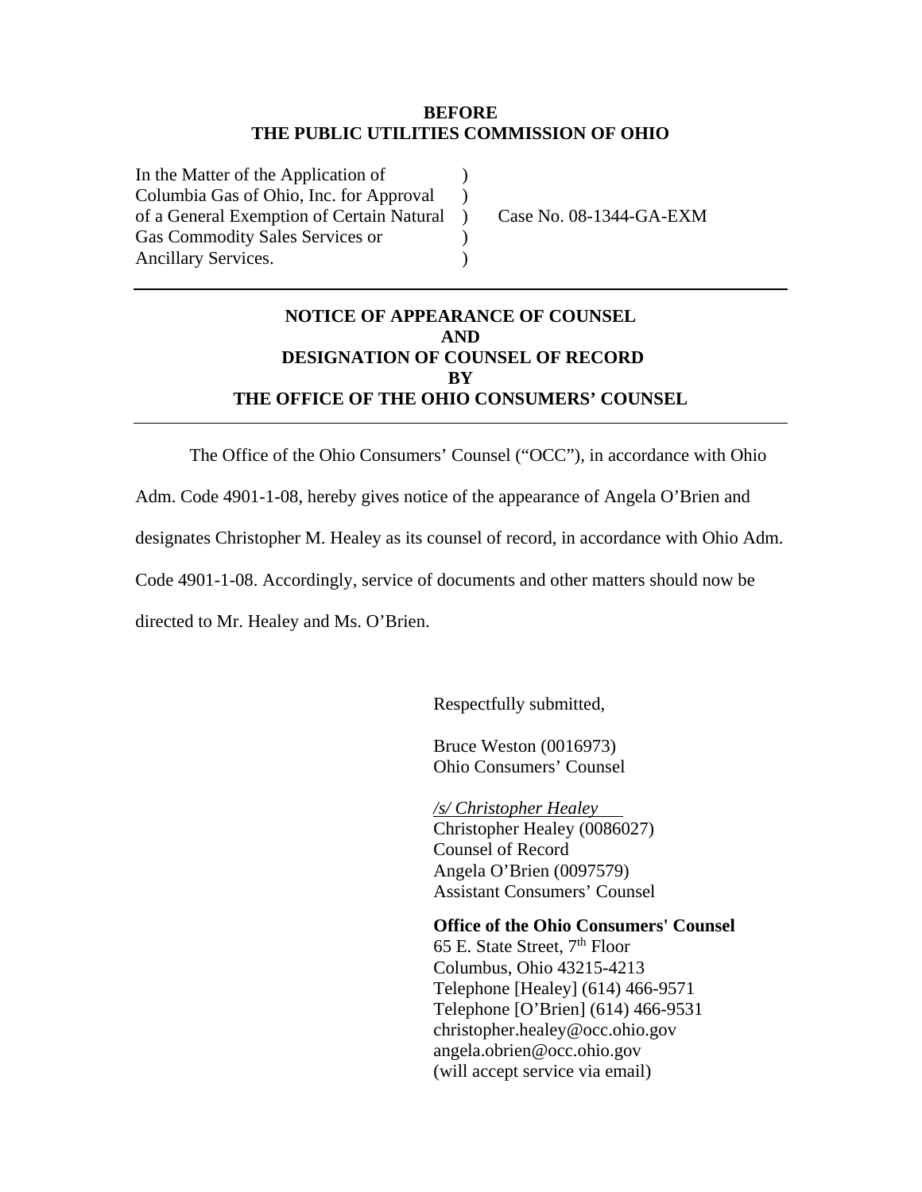**BEFORE**
**THE PUBLIC UTILITIES COMMISSION OF OHIO**

| | | |
|---|---|---|
| In the Matter of the Application of | ) | |
| Columbia Gas of Ohio, Inc. for Approval | ) | |
| of a General Exemption of Certain Natural | ) | Case No. 08-1344-GA-EXM |
| Gas Commodity Sales Services or | ) | |
| Ancillary Services. | ) | |

---

**NOTICE OF APPEARANCE OF COUNSEL**
**AND**
**DESIGNATION OF COUNSEL OF RECORD**
**BY**
**THE OFFICE OF THE OHIO CONSUMERS' COUNSEL**

---

The Office of the Ohio Consumers' Counsel ("OCC"), in accordance with Ohio Adm. Code 4901-1-08, hereby gives notice of the appearance of Angela O'Brien and designates Christopher M. Healey as its counsel of record, in accordance with Ohio Adm. Code 4901-1-08. Accordingly, service of documents and other matters should now be directed to Mr. Healey and Ms. O'Brien.

Respectfully submitted,

Bruce Weston (0016973)
Ohio Consumers' Counsel

*/s/ Christopher Healey*
Christopher Healey (0086027)
Counsel of Record
Angela O'Brien (0097579)
Assistant Consumers' Counsel

**Office of the Ohio Consumers' Counsel**
65 E. State Street, 7th Floor
Columbus, Ohio 43215-4213
Telephone [Healey] (614) 466-9571
Telephone [O'Brien] (614) 466-9531
christopher.healey@occ.ohio.gov
angela.obrien@occ.ohio.gov
(will accept service via email)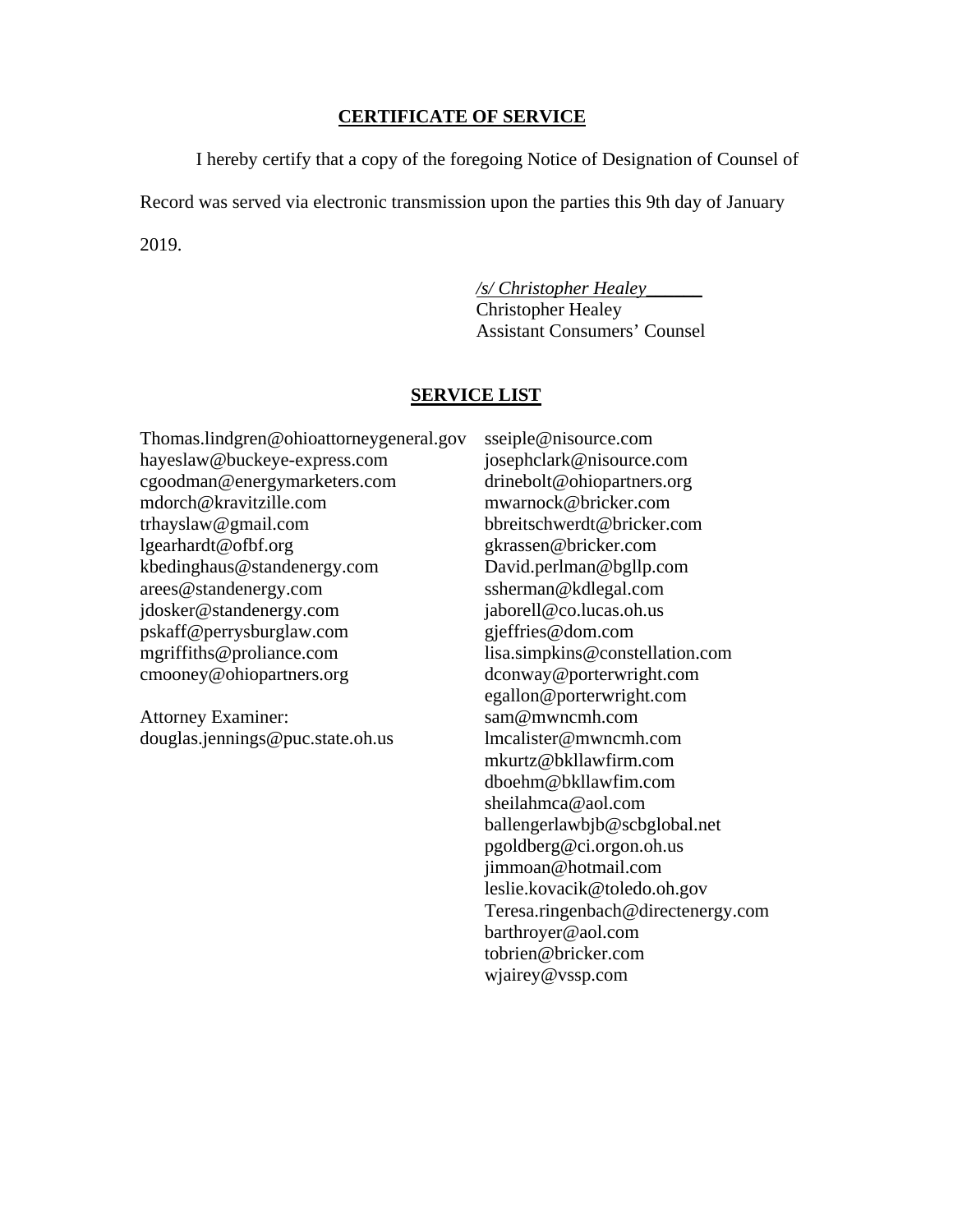## CERTIFICATE OF SERVICE

I hereby certify that a copy of the foregoing Notice of Designation of Counsel of Record was served via electronic transmission upon the parties this 9th day of January 2019.

*/s/ Christopher Healey\_\_\_\_\_\_*
Christopher Healey
Assistant Consumers' Counsel

## SERVICE LIST

Thomas.lindgren@ohioattorneygeneral.gov
hayeslaw@buckeye-express.com
cgoodman@energymarketers.com
mdorch@kravitzille.com
trhayslaw@gmail.com
lgearhardt@ofbf.org
kbedinghaus@standenergy.com
arees@standenergy.com
jdosker@standenergy.com
pskaff@perrysburglaw.com
mgriffiths@proliance.com
cmooney@ohiopartners.org

Attorney Examiner:
douglas.jennings@puc.state.oh.us

sseiple@nisource.com
josephclark@nisource.com
drinebolt@ohiopartners.org
mwarnock@bricker.com
bbreitschwerdt@bricker.com
gkrassen@bricker.com
David.perlman@bgllp.com
ssherman@kdlegal.com
jaborell@co.lucas.oh.us
gjeffries@dom.com
lisa.simpkins@constellation.com
dconway@porterwright.com
egallon@porterwright.com
sam@mwncmh.com
lmcalister@mwncmh.com
mkurtz@bkllawfirm.com
dboehm@bkllawfim.com
sheilahmca@aol.com
ballengerlawbjb@scbglobal.net
pgoldberg@ci.orgon.oh.us
jimmoan@hotmail.com
leslie.kovacik@toledo.oh.gov
Teresa.ringenbach@directenergy.com
barthroyer@aol.com
tobrien@bricker.com
wjairey@vssp.com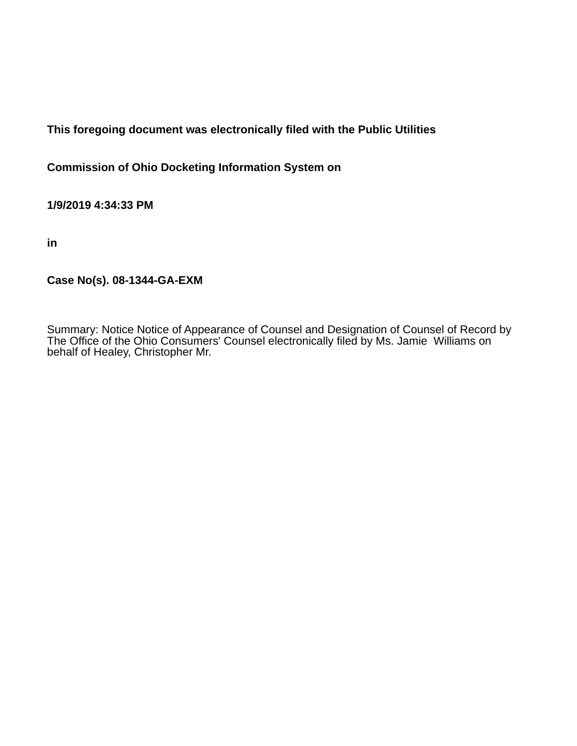**This foregoing document was electronically filed with the Public Utilities**

**Commission of Ohio Docketing Information System on**

**1/9/2019 4:34:33 PM**

**in**

**Case No(s). 08-1344-GA-EXM**

Summary: Notice Notice of Appearance of Counsel and Designation of Counsel of Record by The Office of the Ohio Consumers' Counsel electronically filed by Ms. Jamie Williams on behalf of Healey, Christopher Mr.